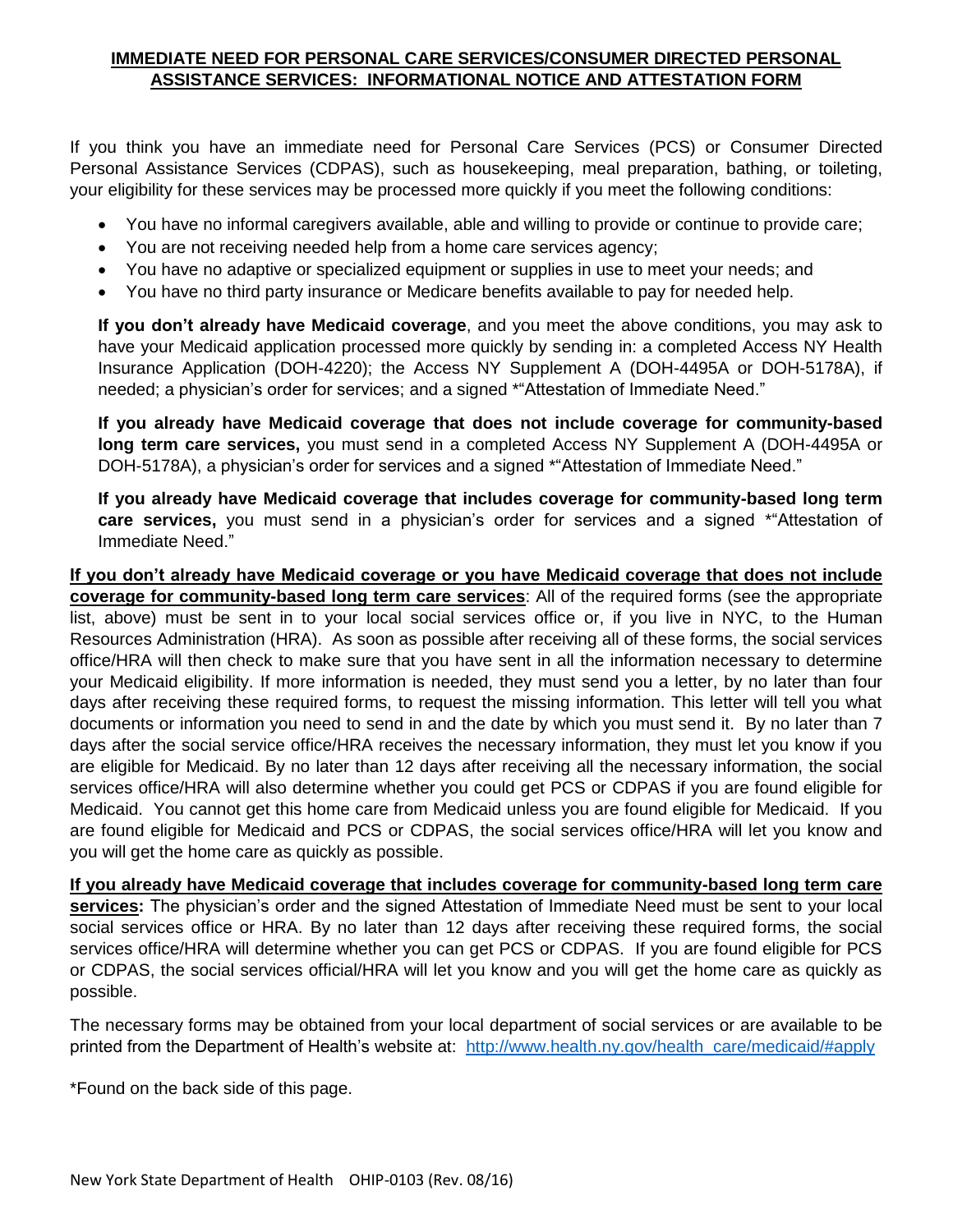# **IMMEDIATE NEED FOR PERSONAL CARE SERVICES/CONSUMER DIRECTED PERSONAL ASSISTANCE SERVICES: INFORMATIONAL NOTICE AND ATTESTATION FORM**

If you think you have an immediate need for Personal Care Services (PCS) or Consumer Directed Personal Assistance Services (CDPAS), such as housekeeping, meal preparation, bathing, or toileting, your eligibility for these services may be processed more quickly if you meet the following conditions:

- You have no informal caregivers available, able and willing to provide or continue to provide care;
- You are not receiving needed help from a home care services agency;
- You have no adaptive or specialized equipment or supplies in use to meet your needs; and
- You have no third party insurance or Medicare benefits available to pay for needed help.

**If you don't already have Medicaid coverage**, and you meet the above conditions, you may ask to have your Medicaid application processed more quickly by sending in: a completed Access NY Health Insurance Application (DOH-4220); the Access NY Supplement A (DOH-4495A or DOH-5178A), if needed; a physician's order for services; and a signed *"Attestation of Immediate Need."

**If you already have Medicaid coverage that does not include coverage for community-based long term care services,** you must send in a completed Access NY Supplement A (DOH-4495A or DOH-5178A), a physician's order for services and a signed *"Attestation of Immediate Need."

**If you already have Medicaid coverage that includes coverage for community-based long term care services,** you must send in a physician's order for services and a signed *"Attestation of Immediate Need."

**If you don't already have Medicaid coverage or you have Medicaid coverage that does not include coverage for community-based long term care services**: All of the required forms (see the appropriate list, above) must be sent in to your local social services office or, if you live in NYC, to the Human Resources Administration (HRA). As soon as possible after receiving all of these forms, the social services office/HRA will then check to make sure that you have sent in all the information necessary to determine your Medicaid eligibility. If more information is needed, they must send you a letter, by no later than four days after receiving these required forms, to request the missing information. This letter will tell you what documents or information you need to send in and the date by which you must send it. By no later than 7 days after the social service office/HRA receives the necessary information, they must let you know if you are eligible for Medicaid. By no later than 12 days after receiving all the necessary information, the social services office/HRA will also determine whether you could get PCS or CDPAS if you are found eligible for Medicaid. You cannot get this home care from Medicaid unless you are found eligible for Medicaid. If you are found eligible for Medicaid and PCS or CDPAS, the social services office/HRA will let you know and you will get the home care as quickly as possible.

**If you already have Medicaid coverage that includes coverage for community-based long term care services:** The physician's order and the signed Attestation of Immediate Need must be sent to your local social services office or HRA. By no later than 12 days after receiving these required forms, the social services office/HRA will determine whether you can get PCS or CDPAS. If you are found eligible for PCS or CDPAS, the social services official/HRA will let you know and you will get the home care as quickly as possible.

The necessary forms may be obtained from your local department of social services or are available to be printed from the Department of Health's website at: http://www.health.ny.gov/health_care/medicaid/#apply

*Found on the back side of this page.

New York State Department of Health OHIP-0103 (Rev. 08/16)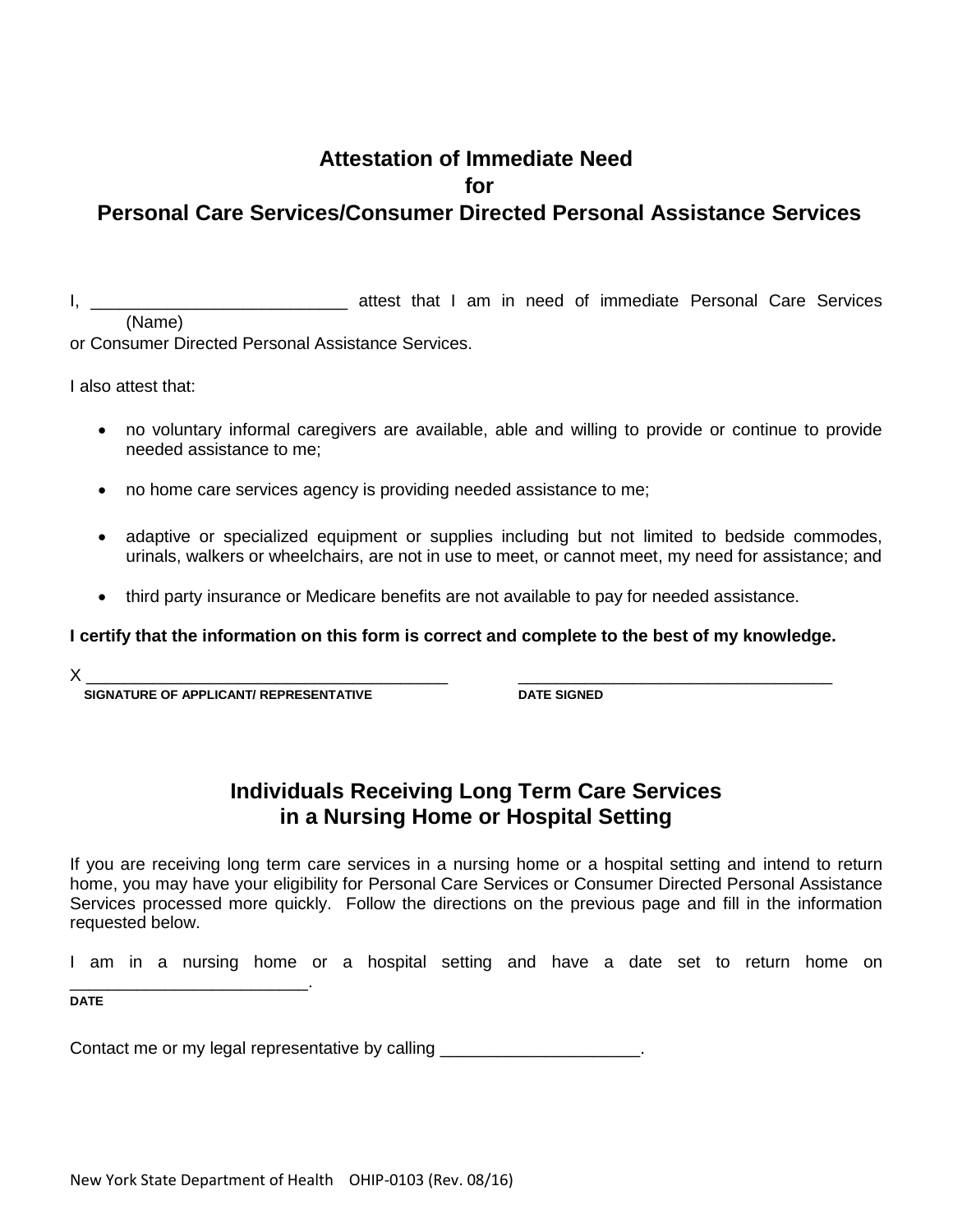# Attestation of Immediate Need
# for
# Personal Care Services/Consumer Directed Personal Assistance Services

I, __________________________ attest that I am in need of immediate Personal Care Services
(Name)
or Consumer Directed Personal Assistance Services.

I also attest that:

- no voluntary informal caregivers are available, able and willing to provide or continue to provide needed assistance to me;
- no home care services agency is providing needed assistance to me;
- adaptive or specialized equipment or supplies including but not limited to bedside commodes, urinals, walkers or wheelchairs, are not in use to meet, or cannot meet, my need for assistance; and
- third party insurance or Medicare benefits are not available to pay for needed assistance.

**I certify that the information on this form is correct and complete to the best of my knowledge.**

X ________________________________________ ___________________________________
**SIGNATURE OF APPLICANT/ REPRESENTATIVE** **DATE SIGNED**

## Individuals Receiving Long Term Care Services in a Nursing Home or Hospital Setting

If you are receiving long term care services in a nursing home or a hospital setting and intend to return home, you may have your eligibility for Personal Care Services or Consumer Directed Personal Assistance Services processed more quickly. Follow the directions on the previous page and fill in the information requested below.

I am in a nursing home or a hospital setting and have a date set to return home on _________________________.
**DATE**

Contact me or my legal representative by calling _____________________.

New York State Department of Health OHIP-0103 (Rev. 08/16)